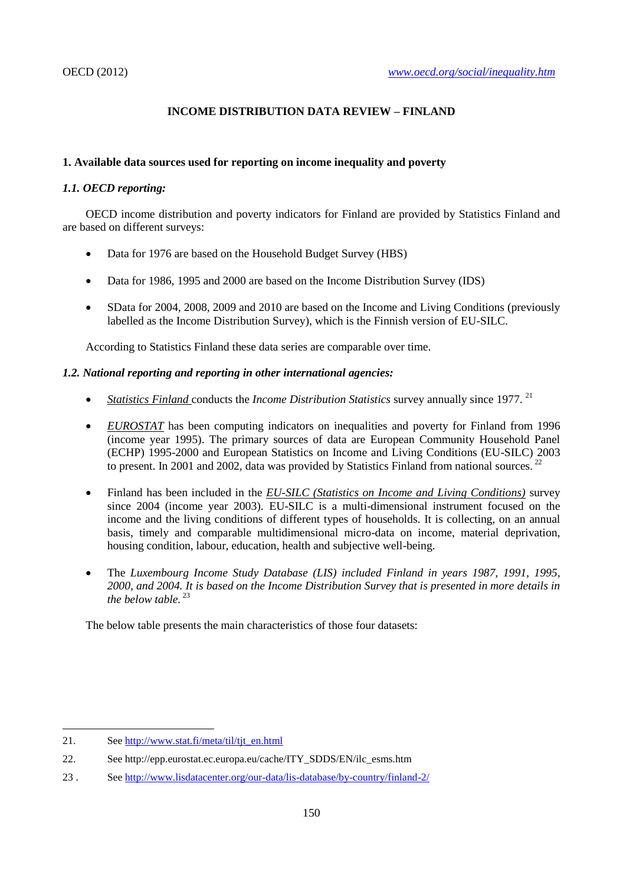# INCOME DISTRIBUTION DATA REVIEW – FINLAND

## 1. Available data sources used for reporting on income inequality and poverty

### *1.1. OECD reporting:*

OECD income distribution and poverty indicators for Finland are provided by Statistics Finland and are based on different surveys:

- Data for 1976 are based on the Household Budget Survey (HBS)
- Data for 1986, 1995 and 2000 are based on the Income Distribution Survey (IDS)
- SData for 2004, 2008, 2009 and 2010 are based on the Income and Living Conditions (previously labelled as the Income Distribution Survey), which is the Finnish version of EU-SILC.

According to Statistics Finland these data series are comparable over time.

### *1.2. National reporting and reporting in other international agencies:*

- *Statistics Finland* conducts the *Income Distribution Statistics* survey annually since 1977. [21]
- *EUROSTAT* has been computing indicators on inequalities and poverty for Finland from 1996 (income year 1995). The primary sources of data are European Community Household Panel (ECHP) 1995-2000 and European Statistics on Income and Living Conditions (EU-SILC) 2003 to present. In 2001 and 2002, data was provided by Statistics Finland from national sources. [22]
- Finland has been included in the *EU-SILC (Statistics on Income and Living Conditions)* survey since 2004 (income year 2003). EU-SILC is a multi-dimensional instrument focused on the income and the living conditions of different types of households. It is collecting, on an annual basis, timely and comparable multidimensional micro-data on income, material deprivation, housing condition, labour, education, health and subjective well-being.
- The *Luxembourg Income Study Database (LIS) included Finland in years 1987, 1991, 1995, 2000, and 2004. It is based on the Income Distribution Survey that is presented in more details in the below table.* [23]

The below table presents the main characteristics of those four datasets:

---

21. See http://www.stat.fi/meta/til/tjt_en.html
22. See http://epp.eurostat.ec.europa.eu/cache/ITY_SDDS/EN/ilc_esms.htm
23. See http://www.lisdatacenter.org/our-data/lis-database/by-country/finland-2/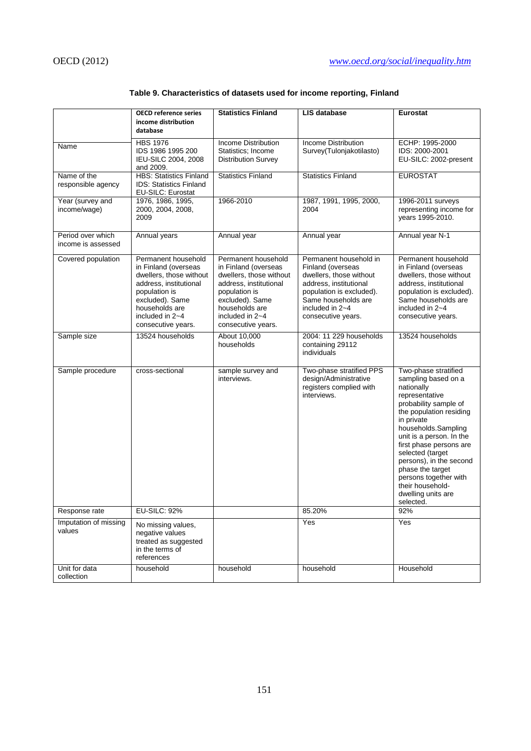**Table 9. Characteristics of datasets used for income reporting, Finland**

| | **OECD reference series income distribution database** | **Statistics Finland** | **LIS database** | **Eurostat** |
|---|---|---|---|---|
| Name | HBS 1976<br>IDS 1986 1995 200<br>IEU-SILC 2004, 2008 and 2009. | Income Distribution Statistics; Income Distribution Survey | Income Distribution Survey(Tulonjakotilasto) | ECHP: 1995-2000<br>IDS: 2000-2001<br>EU-SILC: 2002-present |
| Name of the responsible agency | HBS: Statistics Finland<br>IDS: Statistics Finland<br>EU-SILC: Eurostat | Statistics Finland | Statistics Finland | EUROSTAT |
| Year (survey and income/wage) | 1976, 1986, 1995, 2000, 2004, 2008, 2009 | 1966-2010 | 1987, 1991, 1995, 2000, 2004 | 1996-2011 surveys representing income for years 1995-2010. |
| Period over which income is assessed | Annual years | Annual year | Annual year | Annual year N-1 |
| Covered population | Permanent household in Finland (overseas dwellers, those without address, institutional population is excluded). Same households are included in 2~4 consecutive years. | Permanent household in Finland (overseas dwellers, those without address, institutional population is excluded). Same households are included in 2~4 consecutive years. | Permanent household in Finland (overseas dwellers, those without address, institutional population is excluded). Same households are included in 2~4 consecutive years. | Permanent household in Finland (overseas dwellers, those without address, institutional population is excluded). Same households are included in 2~4 consecutive years. |
| Sample size | 13524 households | About 10,000 households | 2004: 11 229 households containing 29112 individuals | 13524 households |
| Sample procedure | cross-sectional | sample survey and interviews. | Two-phase stratified PPS design/Administrative registers complied with interviews. | Two-phase stratified sampling based on a nationally representative probability sample of the population residing in private households.Sampling unit is a person. In the first phase persons are selected (target persons), in the second phase the target persons together with their household-dwelling units are selected. |
| Response rate | EU-SILC: 92% | | 85.20% | 92% |
| Imputation of missing values | No missing values, negative values treated as suggested in the terms of references | | Yes | Yes |
| Unit for data collection | household | household | household | Household |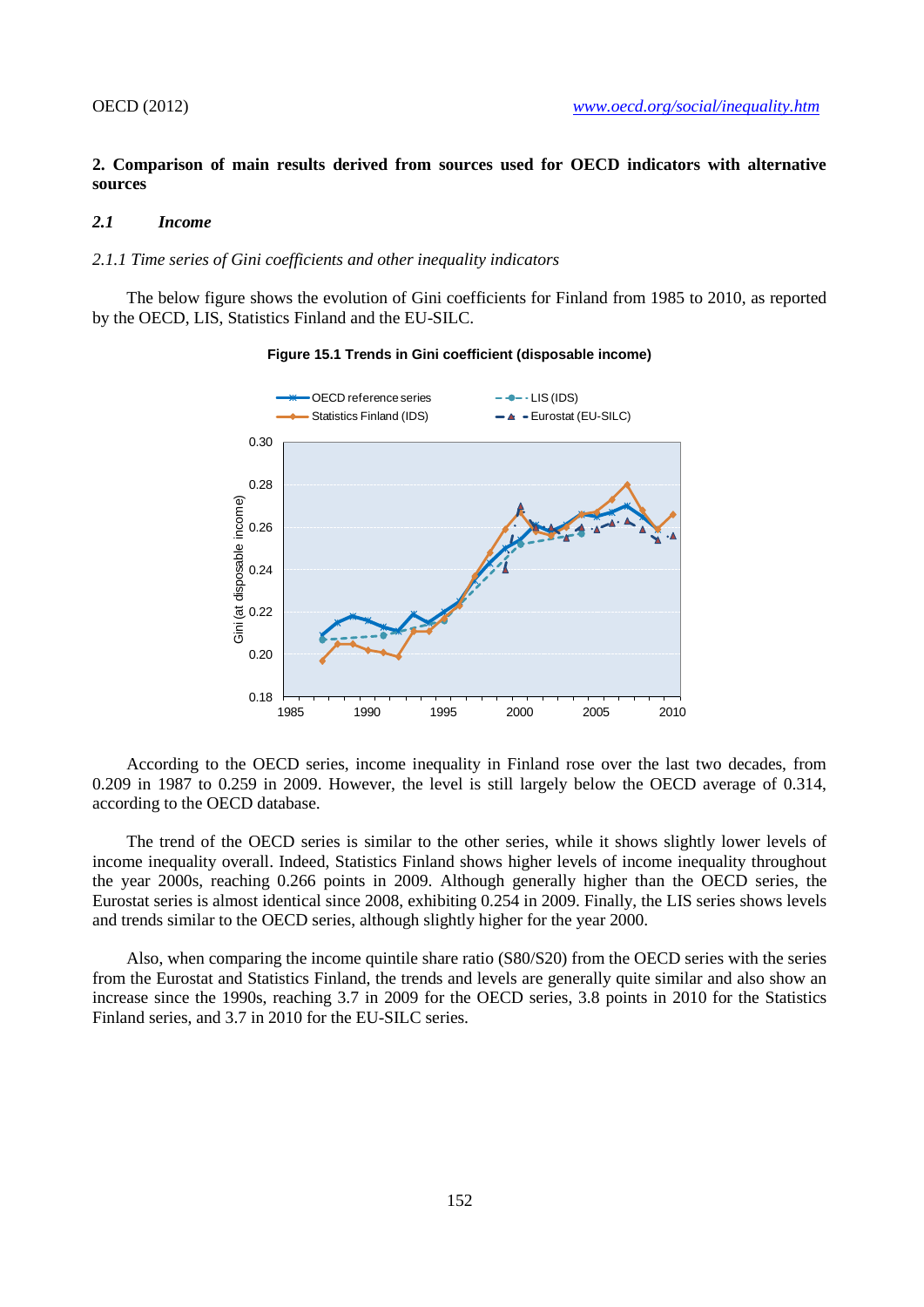## 2. Comparison of main results derived from sources used for OECD indicators with alternative sources

### *2.1 Income*

*2.1.1 Time series of Gini coefficients and other inequality indicators*

The below figure shows the evolution of Gini coefficients for Finland from 1985 to 2010, as reported by the OECD, LIS, Statistics Finland and the EU-SILC.

**Figure 15.1 Trends in Gini coefficient (disposable income)**

According to the OECD series, income inequality in Finland rose over the last two decades, from 0.209 in 1987 to 0.259 in 2009. However, the level is still largely below the OECD average of 0.314, according to the OECD database.

The trend of the OECD series is similar to the other series, while it shows slightly lower levels of income inequality overall. Indeed, Statistics Finland shows higher levels of income inequality throughout the year 2000s, reaching 0.266 points in 2009. Although generally higher than the OECD series, the Eurostat series is almost identical since 2008, exhibiting 0.254 in 2009. Finally, the LIS series shows levels and trends similar to the OECD series, although slightly higher for the year 2000.

Also, when comparing the income quintile share ratio (S80/S20) from the OECD series with the series from the Eurostat and Statistics Finland, the trends and levels are generally quite similar and also show an increase since the 1990s, reaching 3.7 in 2009 for the OECD series, 3.8 points in 2010 for the Statistics Finland series, and 3.7 in 2010 for the EU-SILC series.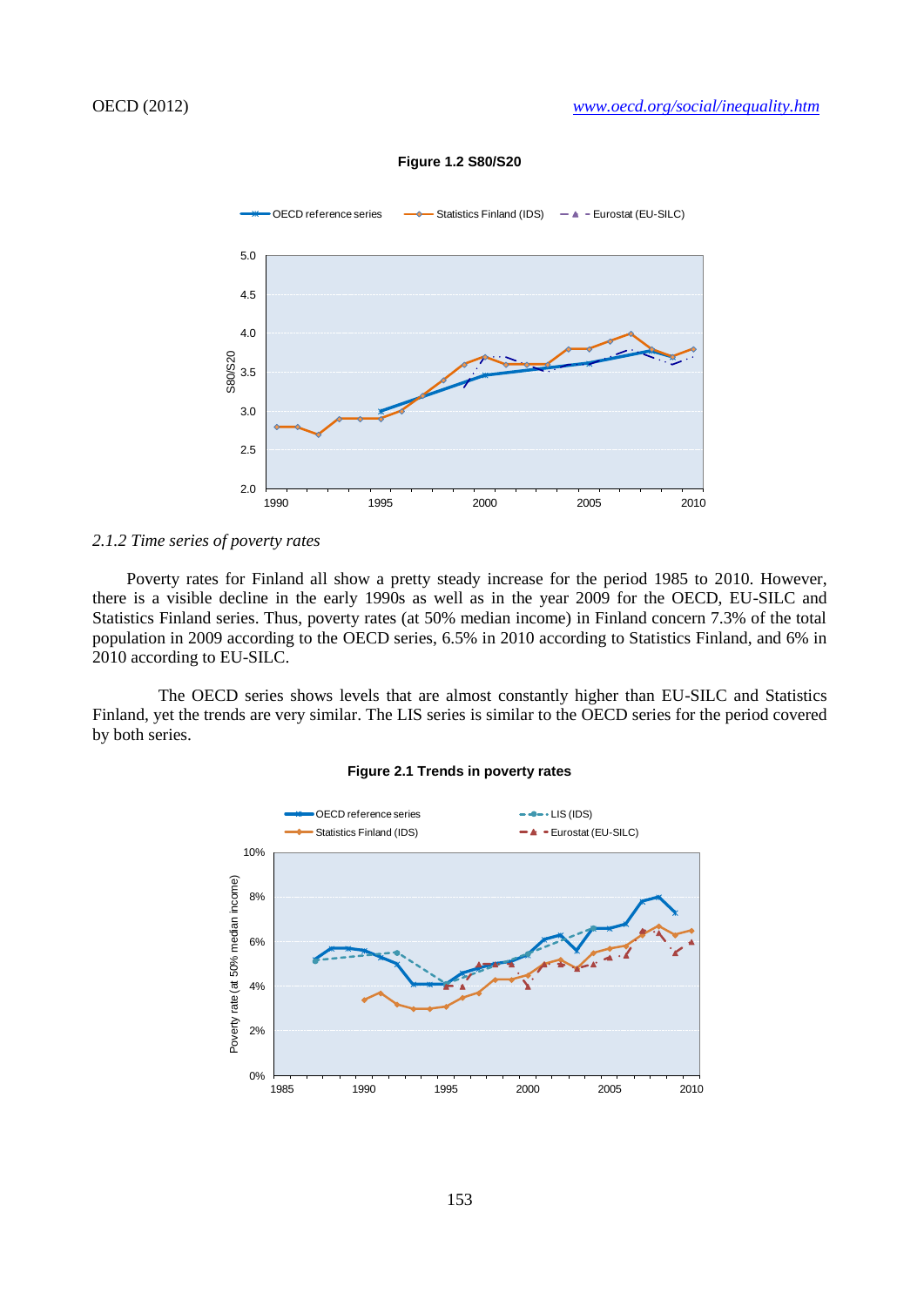**Figure 1.2 S80/S20**

*2.1.2 Time series of poverty rates*

Poverty rates for Finland all show a pretty steady increase for the period 1985 to 2010. However, there is a visible decline in the early 1990s as well as in the year 2009 for the OECD, EU-SILC and Statistics Finland series. Thus, poverty rates (at 50% median income) in Finland concern 7.3% of the total population in 2009 according to the OECD series, 6.5% in 2010 according to Statistics Finland, and 6% in 2010 according to EU-SILC.

The OECD series shows levels that are almost constantly higher than EU-SILC and Statistics Finland, yet the trends are very similar. The LIS series is similar to the OECD series for the period covered by both series.

**Figure 2.1 Trends in poverty rates**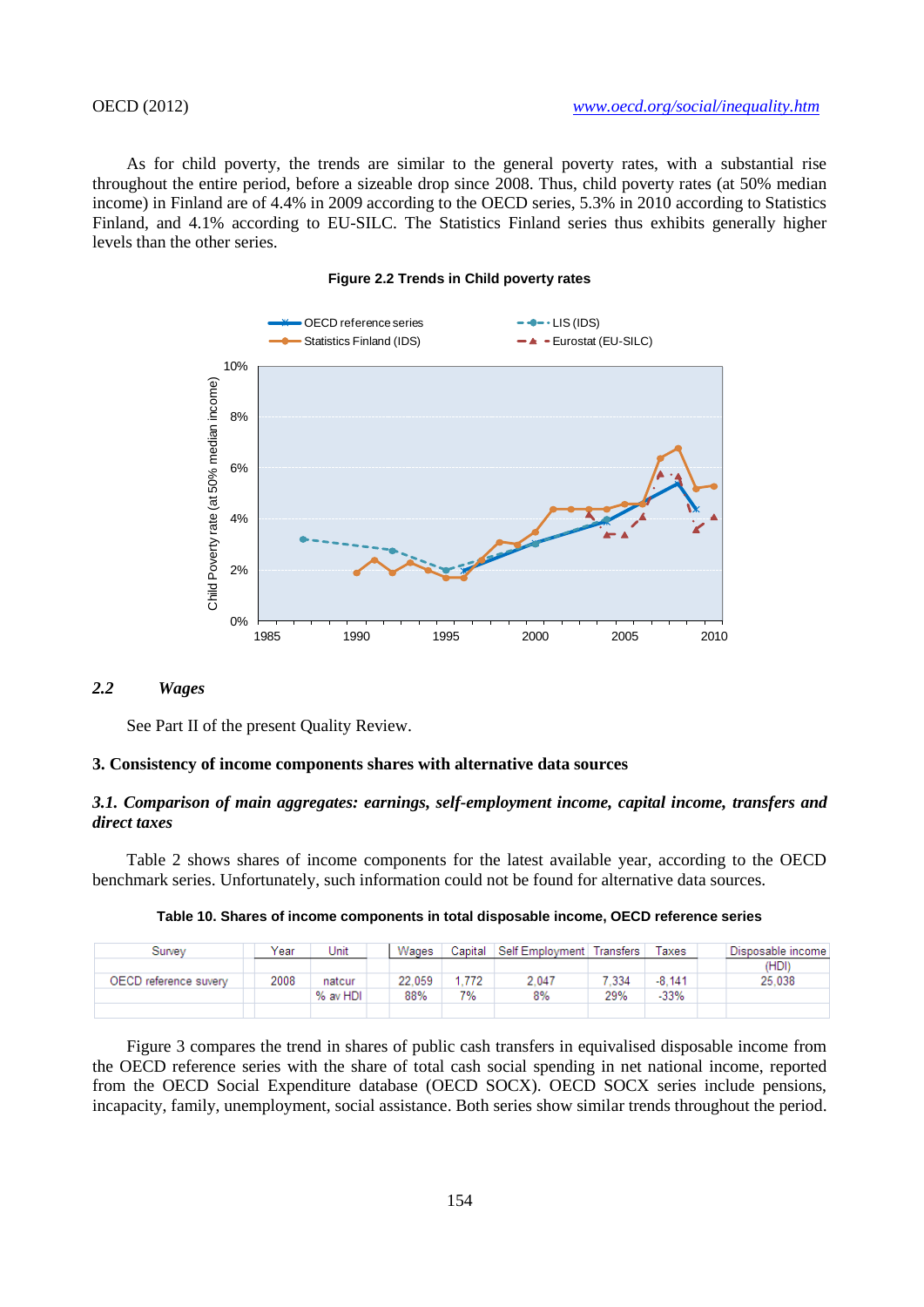As for child poverty, the trends are similar to the general poverty rates, with a substantial rise throughout the entire period, before a sizeable drop since 2008. Thus, child poverty rates (at 50% median income) in Finland are of 4.4% in 2009 according to the OECD series, 5.3% in 2010 according to Statistics Finland, and 4.1% according to EU-SILC. The Statistics Finland series thus exhibits generally higher levels than the other series.

**Figure 2.2 Trends in Child poverty rates**

### *2.2 Wages*

See Part II of the present Quality Review.

## 3. Consistency of income components shares with alternative data sources

### *3.1. Comparison of main aggregates: earnings, self-employment income, capital income, transfers and direct taxes*

Table 2 shows shares of income components for the latest available year, according to the OECD benchmark series. Unfortunately, such information could not be found for alternative data sources.

**Table 10. Shares of income components in total disposable income, OECD reference series**

| Survey | Year | Unit | Wages | Capital | Self Employment | Transfers | Taxes | Disposable income (HDI) |
|---|---|---|---|---|---|---|---|---|
| OECD reference suvery | 2008 | natcur | 22,059 | 1,772 | 2,047 | 7,334 | -8,141 | 25,038 |
| | | % av HDI | 88% | 7% | 8% | 29% | -33% | |

Figure 3 compares the trend in shares of public cash transfers in equivalised disposable income from the OECD reference series with the share of total cash social spending in net national income, reported from the OECD Social Expenditure database (OECD SOCX). OECD SOCX series include pensions, incapacity, family, unemployment, social assistance. Both series show similar trends throughout the period.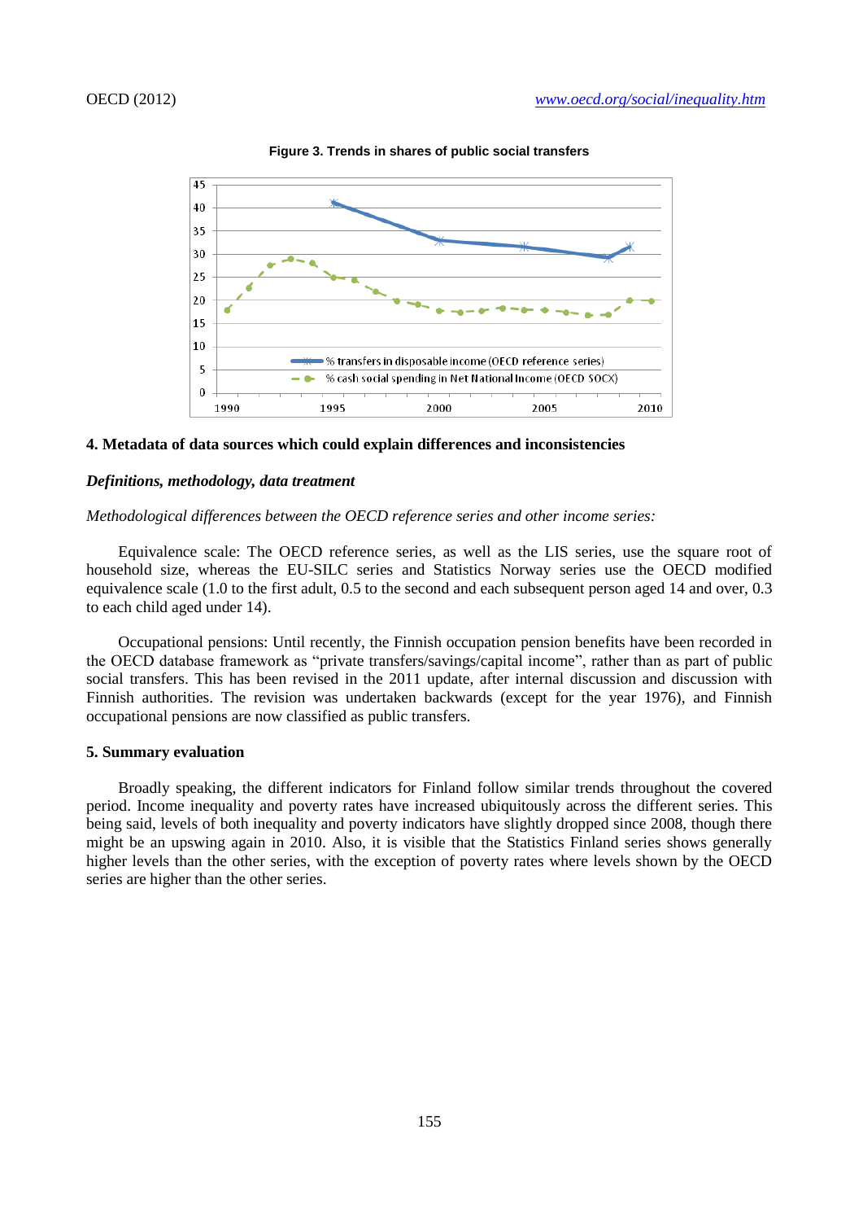**Figure 3. Trends in shares of public social transfers**

45
40
35
30
25
20
15
10
5
0

1990 1995 2000 2005 2010

% transfers in disposable income (OECD reference series)
% cash social spending in Net National Income (OECD SOCX)

### 4. Metadata of data sources which could explain differences and inconsistencies

***Definitions, methodology, data treatment***

*Methodological differences between the OECD reference series and other income series:*

Equivalence scale: The OECD reference series, as well as the LIS series, use the square root of household size, whereas the EU-SILC series and Statistics Norway series use the OECD modified equivalence scale (1.0 to the first adult, 0.5 to the second and each subsequent person aged 14 and over, 0.3 to each child aged under 14).

Occupational pensions: Until recently, the Finnish occupation pension benefits have been recorded in the OECD database framework as "private transfers/savings/capital income", rather than as part of public social transfers. This has been revised in the 2011 update, after internal discussion and discussion with Finnish authorities. The revision was undertaken backwards (except for the year 1976), and Finnish occupational pensions are now classified as public transfers.

### 5. Summary evaluation

Broadly speaking, the different indicators for Finland follow similar trends throughout the covered period. Income inequality and poverty rates have increased ubiquitously across the different series. This being said, levels of both inequality and poverty indicators have slightly dropped since 2008, though there might be an upswing again in 2010. Also, it is visible that the Statistics Finland series shows generally higher levels than the other series, with the exception of poverty rates where levels shown by the OECD series are higher than the other series.